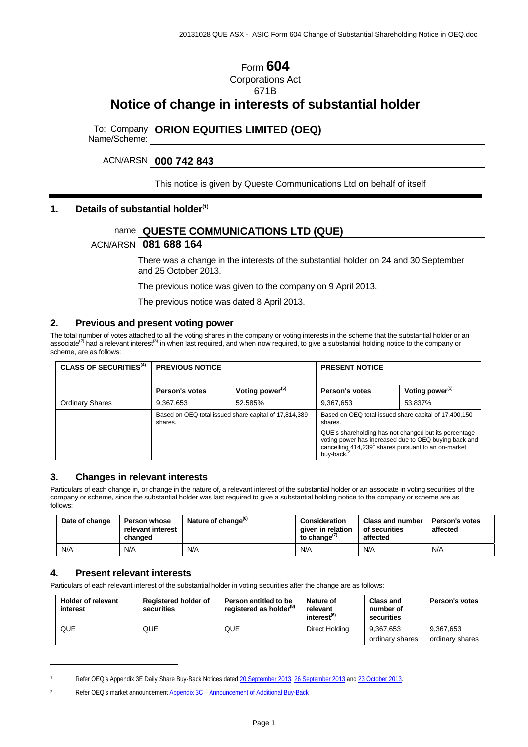# Form 604

Corporations Act
671B

# Notice of change in interests of substantial holder

To: Company Name/Scheme: **ORION EQUITIES LIMITED (OEQ)**

ACN/ARSN **000 742 843**

This notice is given by Queste Communications Ltd on behalf of itself

## 1. Details of substantial holder[(1)]

name **QUESTE COMMUNICATIONS LTD (QUE)**

ACN/ARSN **081 688 164**

There was a change in the interests of the substantial holder on 24 and 30 September and 25 October 2013.

The previous notice was given to the company on 9 April 2013.

The previous notice was dated 8 April 2013.

## 2. Previous and present voting power

The total number of votes attached to all the voting shares in the company or voting interests in the scheme that the substantial holder or an associate[(2)] had a relevant interest[(3)] in when last required, and when now required, to give a substantial holding notice to the company or scheme, are as follows:

| CLASS OF SECURITIES[(4)] | PREVIOUS NOTICE | | PRESENT NOTICE | |
|---|---|---|---|---|
| | **Person's votes** | **Voting power[(5)]** | **Person's votes** | **Voting power[(5)]** |
| Ordinary Shares | 9,367,653 | 52.585% | 9,367,653 | 53.837% |
| | Based on OEQ total issued share capital of 17,814,389 shares. | | Based on OEQ total issued share capital of 17,400,150 shares.<br>QUE's shareholding has not changed but its percentage voting power has increased due to OEQ buying back and cancelling 414,239[1] shares pursuant to an on-market buy-back.[2] | |

## 3. Changes in relevant interests

Particulars of each change in, or change in the nature of, a relevant interest of the substantial holder or an associate in voting securities of the company or scheme, since the substantial holder was last required to give a substantial holding notice to the company or scheme are as follows:

| Date of change | Person whose relevant interest changed | Nature of change[(6)] | Consideration given in relation to change[(7)] | Class and number of securities affected | Person's votes affected |
|---|---|---|---|---|---|
| N/A | N/A | N/A | N/A | N/A | N/A |

## 4. Present relevant interests

Particulars of each relevant interest of the substantial holder in voting securities after the change are as follows:

| Holder of relevant interest | Registered holder of securities | Person entitled to be registered as holder[(8)] | Nature of relevant interest[(6)] | Class and number of securities | Person's votes |
|---|---|---|---|---|---|
| QUE | QUE | QUE | Direct Holding | 9,367,653 ordinary shares | 9,367,653 ordinary shares |

---

[1] Refer OEQ's Appendix 3E Daily Share Buy-Back Notices dated 20 September 2013, 26 September 2013 and 23 October 2013.

[2] Refer OEQ's market announcement Appendix 3C – Announcement of Additional Buy-Back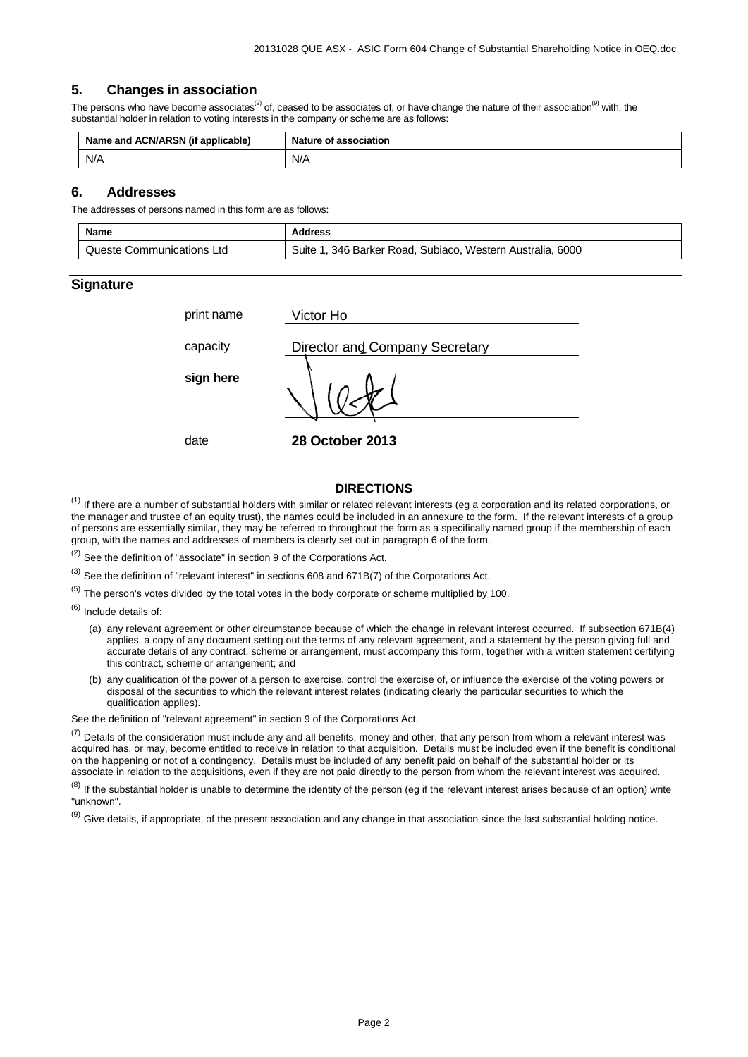## 5. Changes in association

The persons who have become associates[(2)] of, ceased to be associates of, or have change the nature of their association[(9)] with, the substantial holder in relation to voting interests in the company or scheme are as follows:

| Name and ACN/ARSN (if applicable) | Nature of association |
|---|---|
| N/A | N/A |

## 6. Addresses

The addresses of persons named in this form are as follows:

| Name | Address |
|---|---|
| Queste Communications Ltd | Suite 1, 346 Barker Road, Subiaco, Western Australia, 6000 |

## Signature

print name Victor Ho

capacity Director and Company Secretary

**sign here**

date **28 October 2013**

### DIRECTIONS

[(1)] If there are a number of substantial holders with similar or related relevant interests (eg a corporation and its related corporations, or the manager and trustee of an equity trust), the names could be included in an annexure to the form. If the relevant interests of a group of persons are essentially similar, they may be referred to throughout the form as a specifically named group if the membership of each group, with the names and addresses of members is clearly set out in paragraph 6 of the form.

[(2)] See the definition of "associate" in section 9 of the Corporations Act.

[(3)] See the definition of "relevant interest" in sections 608 and 671B(7) of the Corporations Act.

[(5)] The person's votes divided by the total votes in the body corporate or scheme multiplied by 100.

[(6)] Include details of:

(a) any relevant agreement or other circumstance because of which the change in relevant interest occurred. If subsection 671B(4) applies, a copy of any document setting out the terms of any relevant agreement, and a statement by the person giving full and accurate details of any contract, scheme or arrangement, must accompany this form, together with a written statement certifying this contract, scheme or arrangement; and

(b) any qualification of the power of a person to exercise, control the exercise of, or influence the exercise of the voting powers or disposal of the securities to which the relevant interest relates (indicating clearly the particular securities to which the qualification applies).

See the definition of "relevant agreement" in section 9 of the Corporations Act.

[(7)] Details of the consideration must include any and all benefits, money and other, that any person from whom a relevant interest was acquired has, or may, become entitled to receive in relation to that acquisition. Details must be included even if the benefit is conditional on the happening or not of a contingency. Details must be included of any benefit paid on behalf of the substantial holder or its associate in relation to the acquisitions, even if they are not paid directly to the person from whom the relevant interest was acquired.

[(8)] If the substantial holder is unable to determine the identity of the person (eg if the relevant interest arises because of an option) write "unknown".

[(9)] Give details, if appropriate, of the present association and any change in that association since the last substantial holding notice.